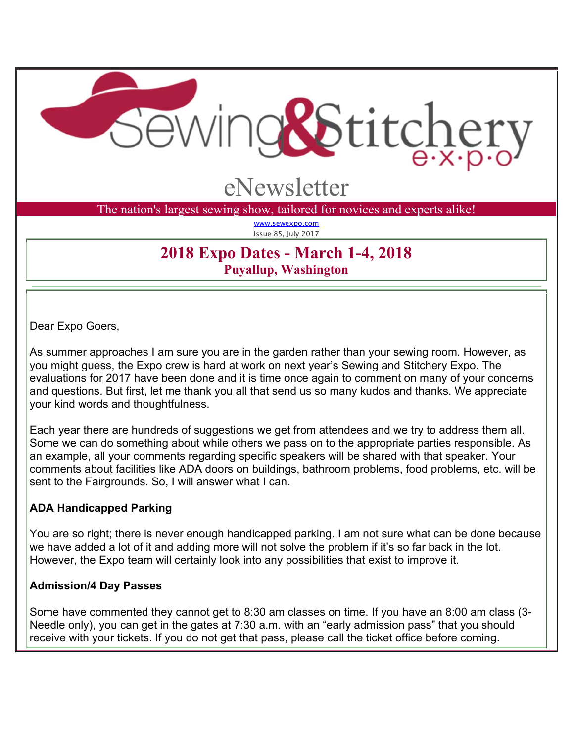# Sewing & Stitchery expo

## eNewsletter

The nation's largest sewing show, tailored for novices and experts alike!

www.sewexpo.com

Issue 85, July 2017

## 2018 Expo Dates - March 1-4, 2018

### Puyallup, Washington

Dear Expo Goers,

As summer approaches I am sure you are in the garden rather than your sewing room. However, as you might guess, the Expo crew is hard at work on next year's Sewing and Stitchery Expo. The evaluations for 2017 have been done and it is time once again to comment on many of your concerns and questions. But first, let me thank you all that send us so many kudos and thanks. We appreciate your kind words and thoughtfulness.

Each year there are hundreds of suggestions we get from attendees and we try to address them all. Some we can do something about while others we pass on to the appropriate parties responsible. As an example, all your comments regarding specific speakers will be shared with that speaker. Your comments about facilities like ADA doors on buildings, bathroom problems, food problems, etc. will be sent to the Fairgrounds. So, I will answer what I can.

**ADA Handicapped Parking**

You are so right; there is never enough handicapped parking. I am not sure what can be done because we have added a lot of it and adding more will not solve the problem if it's so far back in the lot. However, the Expo team will certainly look into any possibilities that exist to improve it.

**Admission/4 Day Passes**

Some have commented they cannot get to 8:30 am classes on time. If you have an 8:00 am class (3-Needle only), you can get in the gates at 7:30 a.m. with an "early admission pass" that you should receive with your tickets. If you do not get that pass, please call the ticket office before coming.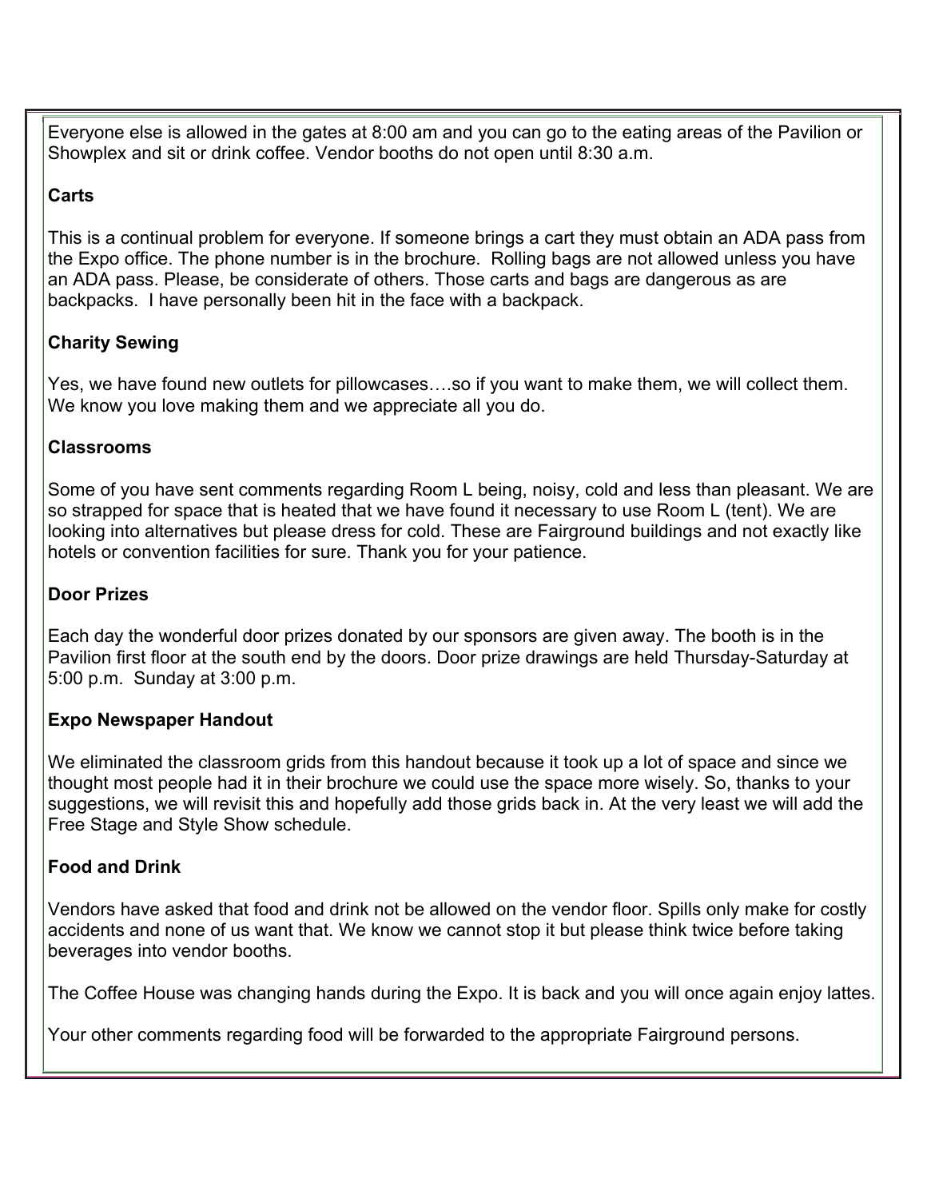Everyone else is allowed in the gates at 8:00 am and you can go to the eating areas of the Pavilion or Showplex and sit or drink coffee. Vendor booths do not open until 8:30 a.m.

### Carts

This is a continual problem for everyone. If someone brings a cart they must obtain an ADA pass from the Expo office. The phone number is in the brochure. Rolling bags are not allowed unless you have an ADA pass. Please, be considerate of others. Those carts and bags are dangerous as are backpacks. I have personally been hit in the face with a backpack.

### Charity Sewing

Yes, we have found new outlets for pillowcases….so if you want to make them, we will collect them. We know you love making them and we appreciate all you do.

### Classrooms

Some of you have sent comments regarding Room L being, noisy, cold and less than pleasant. We are so strapped for space that is heated that we have found it necessary to use Room L (tent). We are looking into alternatives but please dress for cold. These are Fairground buildings and not exactly like hotels or convention facilities for sure. Thank you for your patience.

### Door Prizes

Each day the wonderful door prizes donated by our sponsors are given away. The booth is in the Pavilion first floor at the south end by the doors. Door prize drawings are held Thursday-Saturday at 5:00 p.m. Sunday at 3:00 p.m.

### Expo Newspaper Handout

We eliminated the classroom grids from this handout because it took up a lot of space and since we thought most people had it in their brochure we could use the space more wisely. So, thanks to your suggestions, we will revisit this and hopefully add those grids back in. At the very least we will add the Free Stage and Style Show schedule.

### Food and Drink

Vendors have asked that food and drink not be allowed on the vendor floor. Spills only make for costly accidents and none of us want that. We know we cannot stop it but please think twice before taking beverages into vendor booths.

The Coffee House was changing hands during the Expo. It is back and you will once again enjoy lattes.

Your other comments regarding food will be forwarded to the appropriate Fairground persons.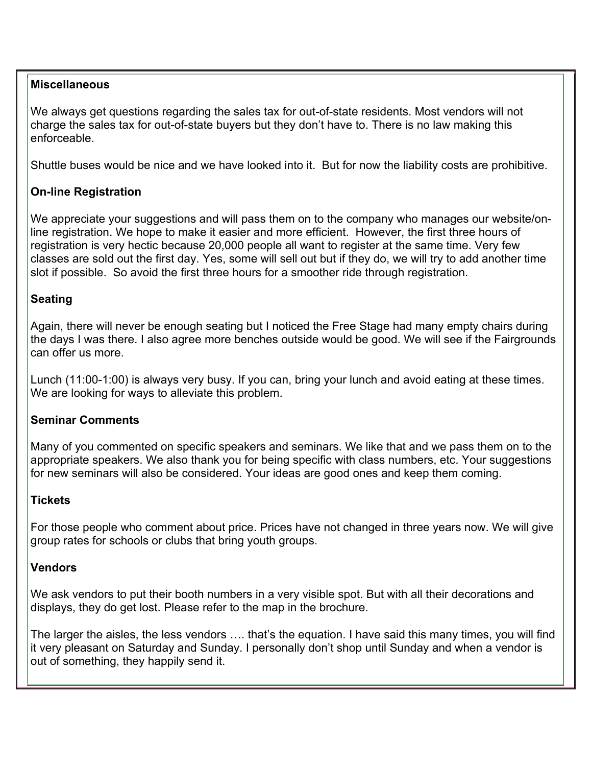**Miscellaneous**

We always get questions regarding the sales tax for out-of-state residents. Most vendors will not charge the sales tax for out-of-state buyers but they don't have to. There is no law making this enforceable.

Shuttle buses would be nice and we have looked into it. But for now the liability costs are prohibitive.

**On-line Registration**

We appreciate your suggestions and will pass them on to the company who manages our website/on-line registration. We hope to make it easier and more efficient. However, the first three hours of registration is very hectic because 20,000 people all want to register at the same time. Very few classes are sold out the first day. Yes, some will sell out but if they do, we will try to add another time slot if possible. So avoid the first three hours for a smoother ride through registration.

**Seating**

Again, there will never be enough seating but I noticed the Free Stage had many empty chairs during the days I was there. I also agree more benches outside would be good. We will see if the Fairgrounds can offer us more.

Lunch (11:00-1:00) is always very busy. If you can, bring your lunch and avoid eating at these times. We are looking for ways to alleviate this problem.

**Seminar Comments**

Many of you commented on specific speakers and seminars. We like that and we pass them on to the appropriate speakers. We also thank you for being specific with class numbers, etc. Your suggestions for new seminars will also be considered. Your ideas are good ones and keep them coming.

**Tickets**

For those people who comment about price. Prices have not changed in three years now. We will give group rates for schools or clubs that bring youth groups.

**Vendors**

We ask vendors to put their booth numbers in a very visible spot. But with all their decorations and displays, they do get lost. Please refer to the map in the brochure.

The larger the aisles, the less vendors …. that's the equation. I have said this many times, you will find it very pleasant on Saturday and Sunday. I personally don't shop until Sunday and when a vendor is out of something, they happily send it.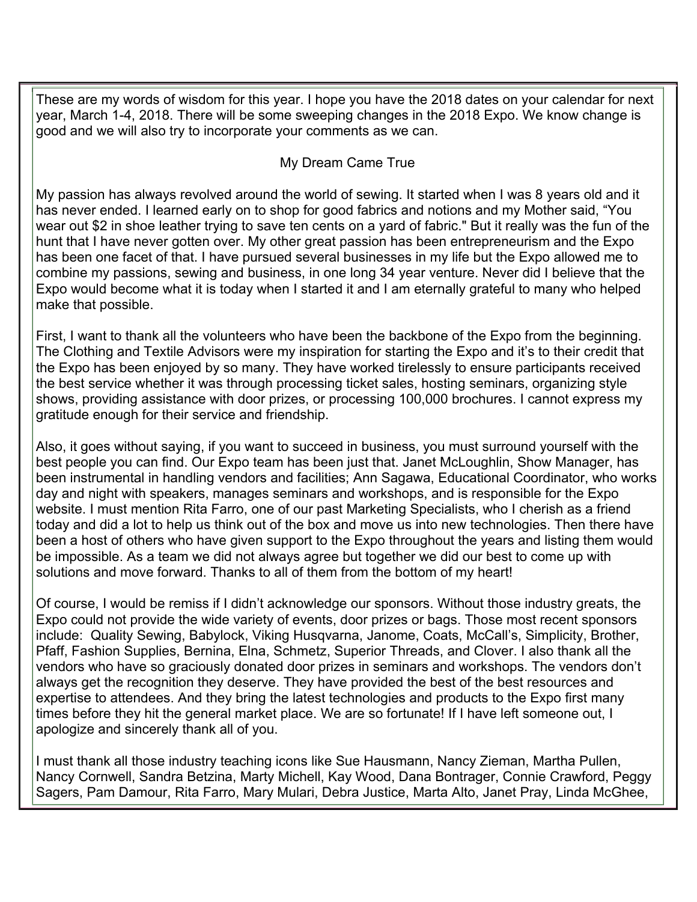These are my words of wisdom for this year. I hope you have the 2018 dates on your calendar for next year, March 1-4, 2018. There will be some sweeping changes in the 2018 Expo. We know change is good and we will also try to incorporate your comments as we can.

## My Dream Came True

My passion has always revolved around the world of sewing. It started when I was 8 years old and it has never ended. I learned early on to shop for good fabrics and notions and my Mother said, "You wear out $2 in shoe leather trying to save ten cents on a yard of fabric." But it really was the fun of the hunt that I have never gotten over. My other great passion has been entrepreneurism and the Expo has been one facet of that. I have pursued several businesses in my life but the Expo allowed me to combine my passions, sewing and business, in one long 34 year venture. Never did I believe that the Expo would become what it is today when I started it and I am eternally grateful to many who helped make that possible.

First, I want to thank all the volunteers who have been the backbone of the Expo from the beginning. The Clothing and Textile Advisors were my inspiration for starting the Expo and it's to their credit that the Expo has been enjoyed by so many. They have worked tirelessly to ensure participants received the best service whether it was through processing ticket sales, hosting seminars, organizing style shows, providing assistance with door prizes, or processing 100,000 brochures. I cannot express my gratitude enough for their service and friendship.

Also, it goes without saying, if you want to succeed in business, you must surround yourself with the best people you can find. Our Expo team has been just that. Janet McLoughlin, Show Manager, has been instrumental in handling vendors and facilities; Ann Sagawa, Educational Coordinator, who works day and night with speakers, manages seminars and workshops, and is responsible for the Expo website. I must mention Rita Farro, one of our past Marketing Specialists, who I cherish as a friend today and did a lot to help us think out of the box and move us into new technologies. Then there have been a host of others who have given support to the Expo throughout the years and listing them would be impossible. As a team we did not always agree but together we did our best to come up with solutions and move forward. Thanks to all of them from the bottom of my heart!

Of course, I would be remiss if I didn't acknowledge our sponsors. Without those industry greats, the Expo could not provide the wide variety of events, door prizes or bags. Those most recent sponsors include: Quality Sewing, Babylock, Viking Husqvarna, Janome, Coats, McCall's, Simplicity, Brother, Pfaff, Fashion Supplies, Bernina, Elna, Schmetz, Superior Threads, and Clover. I also thank all the vendors who have so graciously donated door prizes in seminars and workshops. The vendors don't always get the recognition they deserve. They have provided the best of the best resources and expertise to attendees. And they bring the latest technologies and products to the Expo first many times before they hit the general market place. We are so fortunate! If I have left someone out, I apologize and sincerely thank all of you.

I must thank all those industry teaching icons like Sue Hausmann, Nancy Zieman, Martha Pullen, Nancy Cornwell, Sandra Betzina, Marty Michell, Kay Wood, Dana Bontrager, Connie Crawford, Peggy Sagers, Pam Damour, Rita Farro, Mary Mulari, Debra Justice, Marta Alto, Janet Pray, Linda McGhee,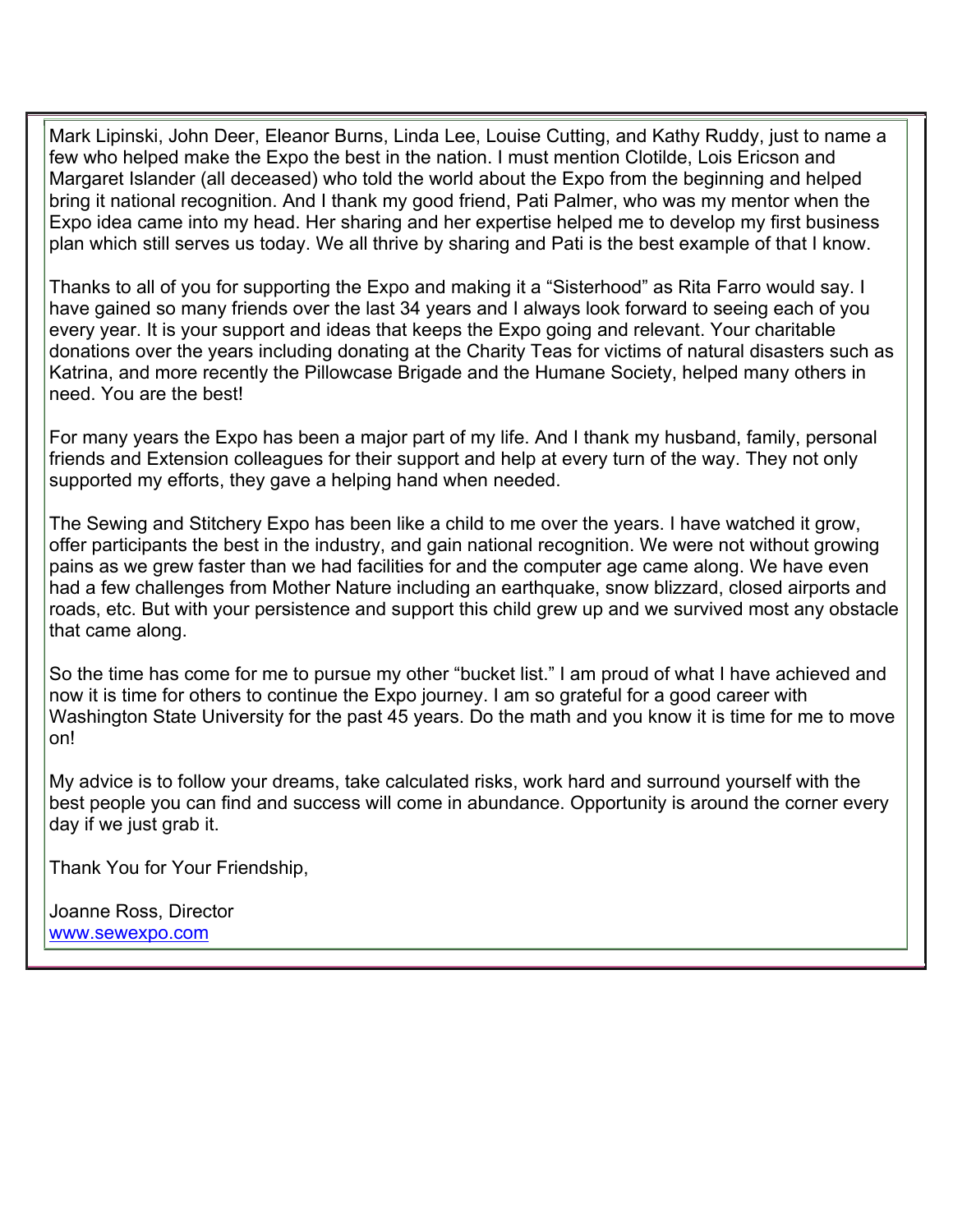Mark Lipinski, John Deer, Eleanor Burns, Linda Lee, Louise Cutting, and Kathy Ruddy, just to name a few who helped make the Expo the best in the nation. I must mention Clotilde, Lois Ericson and Margaret Islander (all deceased) who told the world about the Expo from the beginning and helped bring it national recognition. And I thank my good friend, Pati Palmer, who was my mentor when the Expo idea came into my head. Her sharing and her expertise helped me to develop my first business plan which still serves us today. We all thrive by sharing and Pati is the best example of that I know.

Thanks to all of you for supporting the Expo and making it a "Sisterhood" as Rita Farro would say. I have gained so many friends over the last 34 years and I always look forward to seeing each of you every year. It is your support and ideas that keeps the Expo going and relevant. Your charitable donations over the years including donating at the Charity Teas for victims of natural disasters such as Katrina, and more recently the Pillowcase Brigade and the Humane Society, helped many others in need. You are the best!

For many years the Expo has been a major part of my life. And I thank my husband, family, personal friends and Extension colleagues for their support and help at every turn of the way. They not only supported my efforts, they gave a helping hand when needed.

The Sewing and Stitchery Expo has been like a child to me over the years. I have watched it grow, offer participants the best in the industry, and gain national recognition. We were not without growing pains as we grew faster than we had facilities for and the computer age came along. We have even had a few challenges from Mother Nature including an earthquake, snow blizzard, closed airports and roads, etc. But with your persistence and support this child grew up and we survived most any obstacle that came along.

So the time has come for me to pursue my other "bucket list." I am proud of what I have achieved and now it is time for others to continue the Expo journey. I am so grateful for a good career with Washington State University for the past 45 years. Do the math and you know it is time for me to move on!

My advice is to follow your dreams, take calculated risks, work hard and surround yourself with the best people you can find and success will come in abundance. Opportunity is around the corner every day if we just grab it.

Thank You for Your Friendship,

Joanne Ross, Director
[www.sewexpo.com](http://www.sewexpo.com)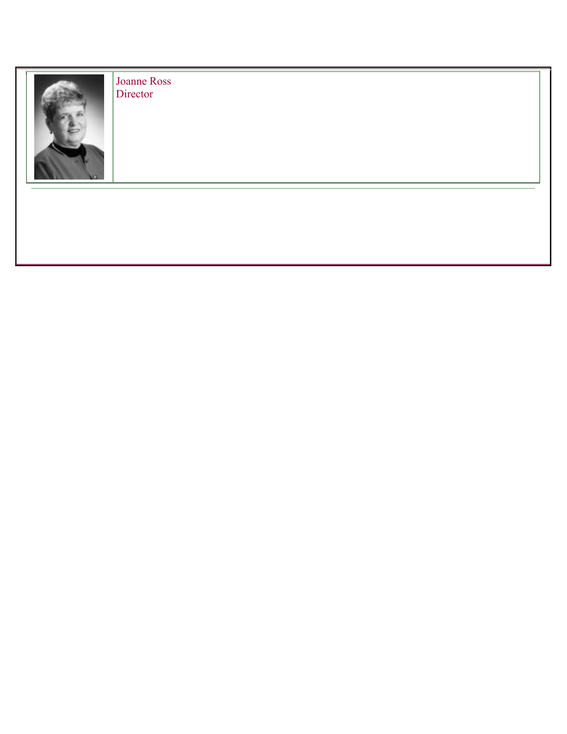Joanne Ross
Director